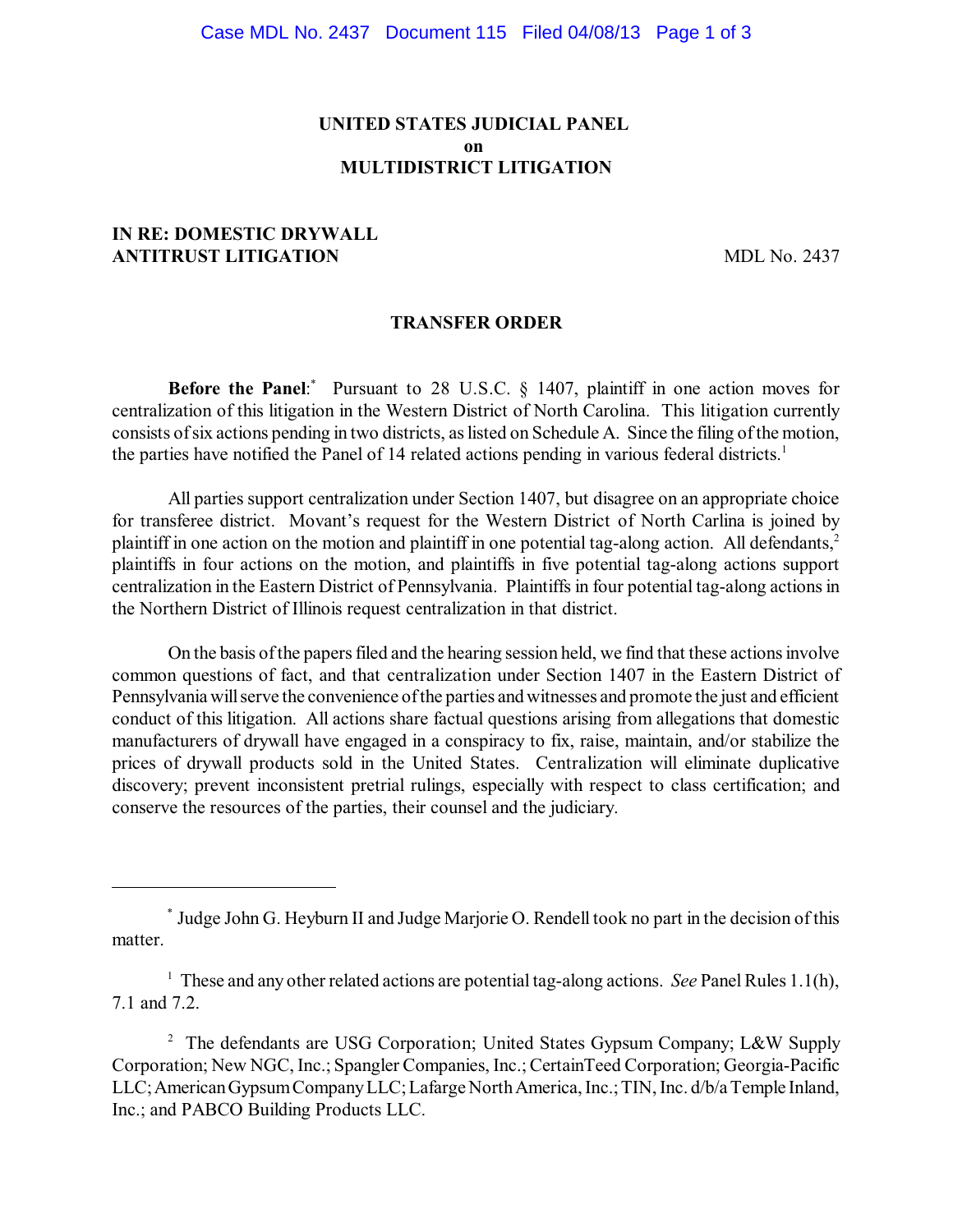**UNITED STATES JUDICIAL PANEL**
**on**
**MULTIDISTRICT LITIGATION**

**IN RE: DOMESTIC DRYWALL ANTITRUST LITIGATION** MDL No. 2437

## TRANSFER ORDER

**Before the Panel**:* Pursuant to 28 U.S.C. § 1407, plaintiff in one action moves for centralization of this litigation in the Western District of North Carolina. This litigation currently consists of six actions pending in two districts, as listed on Schedule A. Since the filing of the motion, the parties have notified the Panel of 14 related actions pending in various federal districts.[1]

All parties support centralization under Section 1407, but disagree on an appropriate choice for transferee district. Movant's request for the Western District of North Carlina is joined by plaintiff in one action on the motion and plaintiff in one potential tag-along action. All defendants,[2] plaintiffs in four actions on the motion, and plaintiffs in five potential tag-along actions support centralization in the Eastern District of Pennsylvania. Plaintiffs in four potential tag-along actions in the Northern District of Illinois request centralization in that district.

On the basis of the papers filed and the hearing session held, we find that these actions involve common questions of fact, and that centralization under Section 1407 in the Eastern District of Pennsylvania will serve the convenience of the parties and witnesses and promote the just and efficient conduct of this litigation. All actions share factual questions arising from allegations that domestic manufacturers of drywall have engaged in a conspiracy to fix, raise, maintain, and/or stabilize the prices of drywall products sold in the United States. Centralization will eliminate duplicative discovery; prevent inconsistent pretrial rulings, especially with respect to class certification; and conserve the resources of the parties, their counsel and the judiciary.

---

* Judge John G. Heyburn II and Judge Marjorie O. Rendell took no part in the decision of this matter.

[1] These and any other related actions are potential tag-along actions. *See* Panel Rules 1.1(h), 7.1 and 7.2.

[2] The defendants are USG Corporation; United States Gypsum Company; L&W Supply Corporation; New NGC, Inc.; Spangler Companies, Inc.; CertainTeed Corporation; Georgia-Pacific LLC; American Gypsum Company LLC; Lafarge North America, Inc.; TIN, Inc. d/b/a Temple Inland, Inc.; and PABCO Building Products LLC.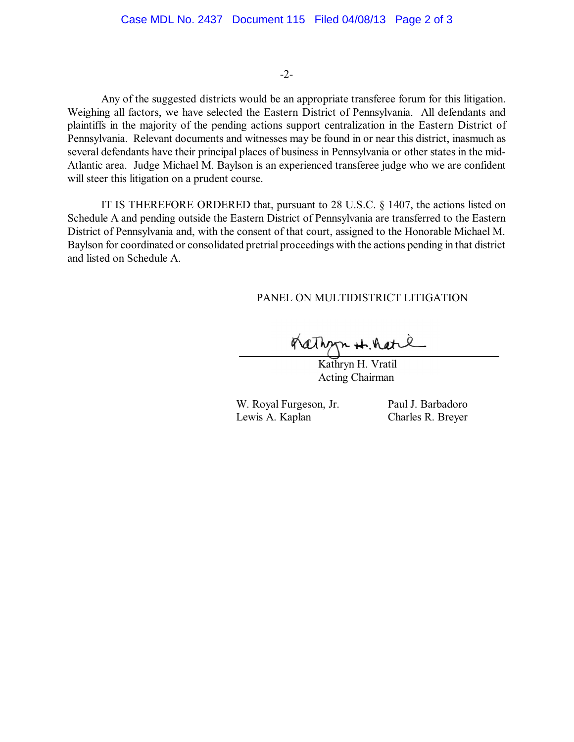Any of the suggested districts would be an appropriate transferee forum for this litigation. Weighing all factors, we have selected the Eastern District of Pennsylvania. All defendants and plaintiffs in the majority of the pending actions support centralization in the Eastern District of Pennsylvania. Relevant documents and witnesses may be found in or near this district, inasmuch as several defendants have their principal places of business in Pennsylvania or other states in the mid-Atlantic area. Judge Michael M. Baylson is an experienced transferee judge who we are confident will steer this litigation on a prudent course.

IT IS THEREFORE ORDERED that, pursuant to 28 U.S.C. § 1407, the actions listed on Schedule A and pending outside the Eastern District of Pennsylvania are transferred to the Eastern District of Pennsylvania and, with the consent of that court, assigned to the Honorable Michael M. Baylson for coordinated or consolidated pretrial proceedings with the actions pending in that district and listed on Schedule A.

PANEL ON MULTIDISTRICT LITIGATION

Kathryn H. Vratil
Acting Chairman

W. Royal Furgeson, Jr.
Lewis A. Kaplan
Paul J. Barbadoro
Charles R. Breyer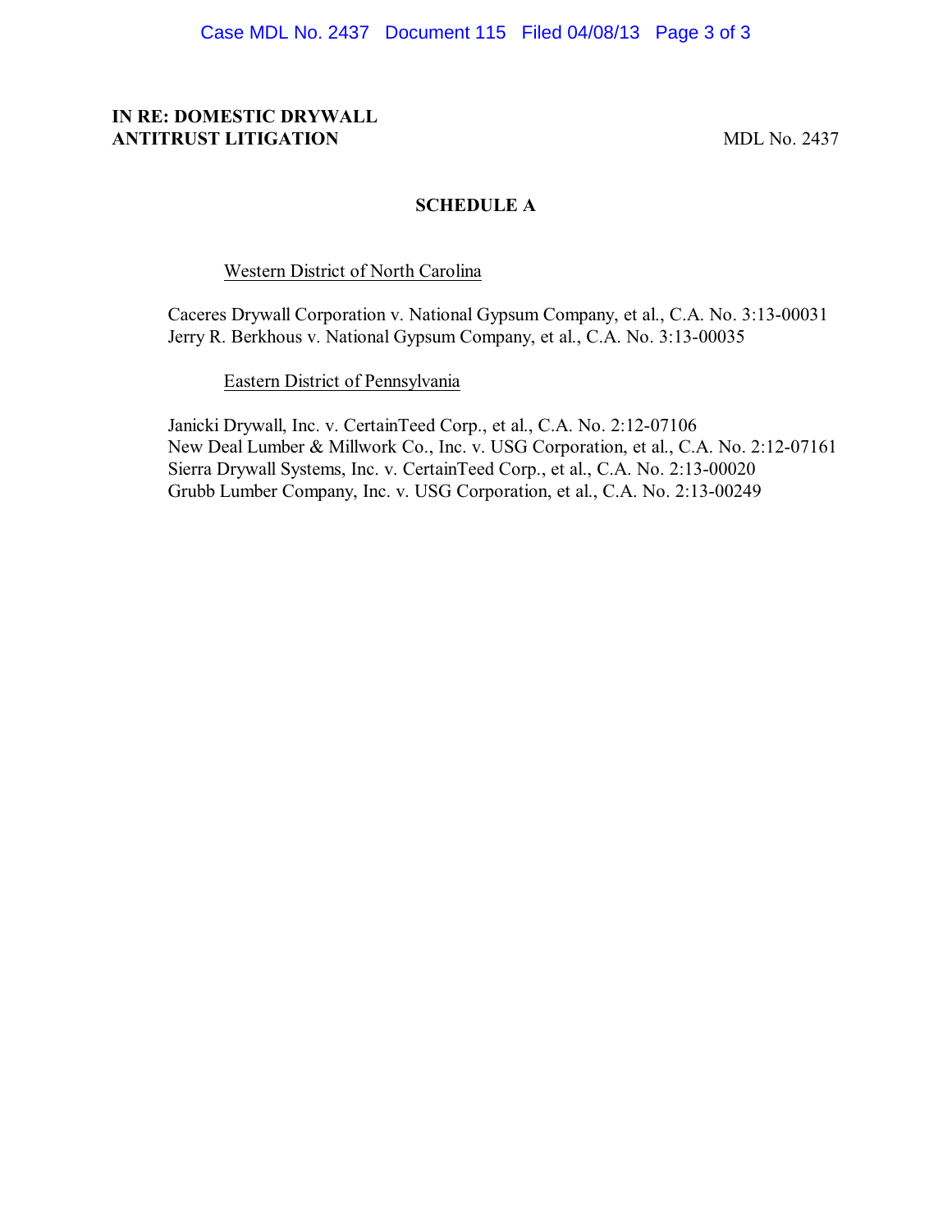**IN RE: DOMESTIC DRYWALL ANTITRUST LITIGATION** MDL No. 2437

## SCHEDULE A

Western District of North Carolina

Caceres Drywall Corporation v. National Gypsum Company, et al., C.A. No. 3:13-00031
Jerry R. Berkhous v. National Gypsum Company, et al., C.A. No. 3:13-00035

Eastern District of Pennsylvania

Janicki Drywall, Inc. v. CertainTeed Corp., et al., C.A. No. 2:12-07106
New Deal Lumber & Millwork Co., Inc. v. USG Corporation, et al., C.A. No. 2:12-07161
Sierra Drywall Systems, Inc. v. CertainTeed Corp., et al., C.A. No. 2:13-00020
Grubb Lumber Company, Inc. v. USG Corporation, et al., C.A. No. 2:13-00249